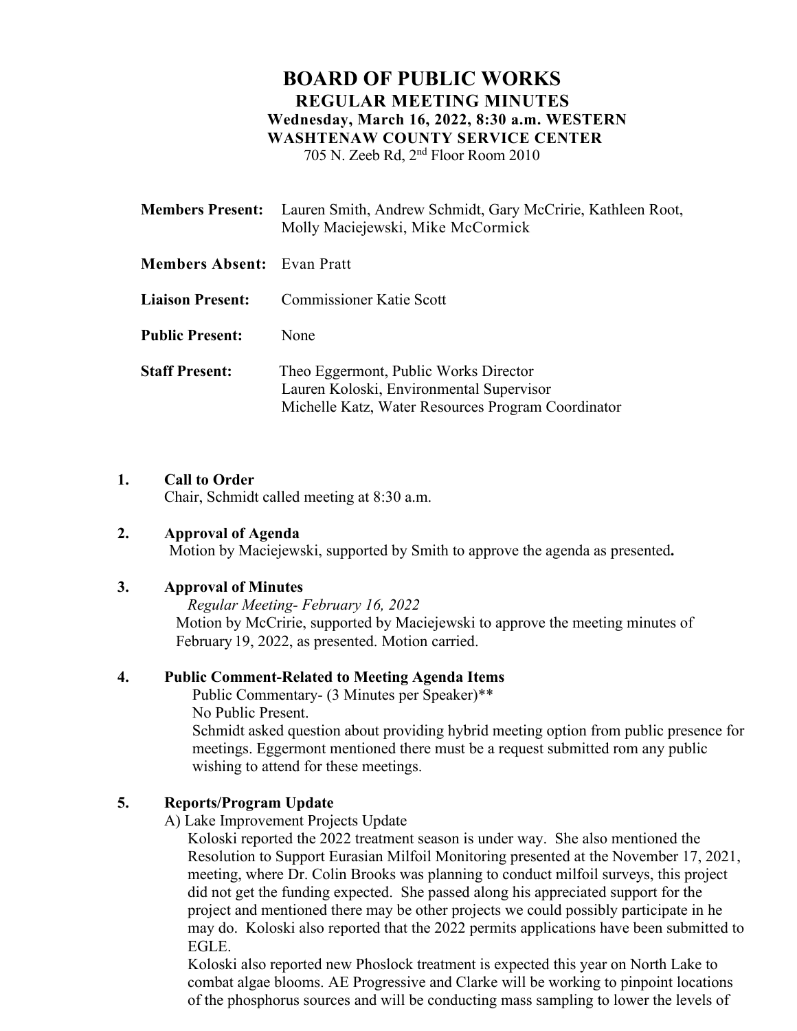# BOARD OF PUBLIC WORKS

## REGULAR MEETING MINUTES

**Wednesday, March 16, 2022, 8:30 a.m. WESTERN WASHTENAW COUNTY SERVICE CENTER**

705 N. Zeeb Rd, 2nd Floor Room 2010

**Members Present:** Lauren Smith, Andrew Schmidt, Gary McCririe, Kathleen Root, Molly Maciejewski, Mike McCormick

**Members Absent:** Evan Pratt

**Liaison Present:** Commissioner Katie Scott

**Public Present:** None

**Staff Present:** Theo Eggermont, Public Works Director
Lauren Koloski, Environmental Supervisor
Michelle Katz, Water Resources Program Coordinator

**1. Call to Order**

Chair, Schmidt called meeting at 8:30 a.m.

**2. Approval of Agenda**

Motion by Maciejewski, supported by Smith to approve the agenda as presented**.**

**3. Approval of Minutes**

*Regular Meeting- February 16, 2022*

Motion by McCririe, supported by Maciejewski to approve the meeting minutes of February 19, 2022, as presented. Motion carried.

**4. Public Comment-Related to Meeting Agenda Items**

Public Commentary- (3 Minutes per Speaker)**

No Public Present.

Schmidt asked question about providing hybrid meeting option from public presence for meetings. Eggermont mentioned there must be a request submitted rom any public wishing to attend for these meetings.

**5. Reports/Program Update**

A) Lake Improvement Projects Update

Koloski reported the 2022 treatment season is under way. She also mentioned the Resolution to Support Eurasian Milfoil Monitoring presented at the November 17, 2021, meeting, where Dr. Colin Brooks was planning to conduct milfoil surveys, this project did not get the funding expected. She passed along his appreciated support for the project and mentioned there may be other projects we could possibly participate in he may do. Koloski also reported that the 2022 permits applications have been submitted to EGLE.

Koloski also reported new Phoslock treatment is expected this year on North Lake to combat algae blooms. AE Progressive and Clarke will be working to pinpoint locations of the phosphorus sources and will be conducting mass sampling to lower the levels of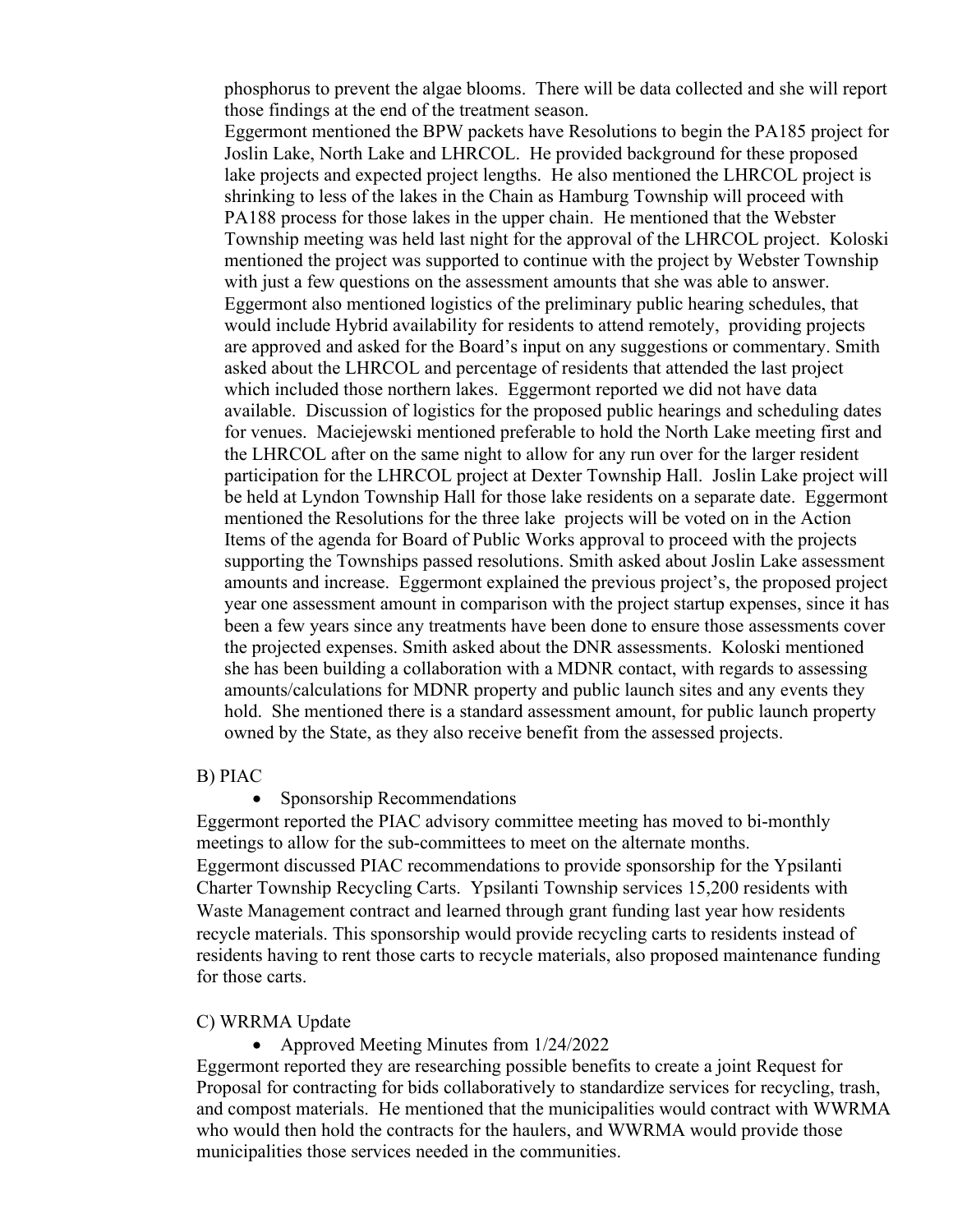phosphorus to prevent the algae blooms. There will be data collected and she will report those findings at the end of the treatment season.

Eggermont mentioned the BPW packets have Resolutions to begin the PA185 project for Joslin Lake, North Lake and LHRCOL. He provided background for these proposed lake projects and expected project lengths. He also mentioned the LHRCOL project is shrinking to less of the lakes in the Chain as Hamburg Township will proceed with PA188 process for those lakes in the upper chain. He mentioned that the Webster Township meeting was held last night for the approval of the LHRCOL project. Koloski mentioned the project was supported to continue with the project by Webster Township with just a few questions on the assessment amounts that she was able to answer. Eggermont also mentioned logistics of the preliminary public hearing schedules, that would include Hybrid availability for residents to attend remotely, providing projects are approved and asked for the Board's input on any suggestions or commentary. Smith asked about the LHRCOL and percentage of residents that attended the last project which included those northern lakes. Eggermont reported we did not have data available. Discussion of logistics for the proposed public hearings and scheduling dates for venues. Maciejewski mentioned preferable to hold the North Lake meeting first and the LHRCOL after on the same night to allow for any run over for the larger resident participation for the LHRCOL project at Dexter Township Hall. Joslin Lake project will be held at Lyndon Township Hall for those lake residents on a separate date. Eggermont mentioned the Resolutions for the three lake projects will be voted on in the Action Items of the agenda for Board of Public Works approval to proceed with the projects supporting the Townships passed resolutions. Smith asked about Joslin Lake assessment amounts and increase. Eggermont explained the previous project's, the proposed project year one assessment amount in comparison with the project startup expenses, since it has been a few years since any treatments have been done to ensure those assessments cover the projected expenses. Smith asked about the DNR assessments. Koloski mentioned she has been building a collaboration with a MDNR contact, with regards to assessing amounts/calculations for MDNR property and public launch sites and any events they hold. She mentioned there is a standard assessment amount, for public launch property owned by the State, as they also receive benefit from the assessed projects.

B) PIAC

- Sponsorship Recommendations

Eggermont reported the PIAC advisory committee meeting has moved to bi-monthly meetings to allow for the sub-committees to meet on the alternate months.

Eggermont discussed PIAC recommendations to provide sponsorship for the Ypsilanti Charter Township Recycling Carts. Ypsilanti Township services 15,200 residents with Waste Management contract and learned through grant funding last year how residents recycle materials. This sponsorship would provide recycling carts to residents instead of residents having to rent those carts to recycle materials, also proposed maintenance funding for those carts.

C) WRRMA Update

- Approved Meeting Minutes from 1/24/2022

Eggermont reported they are researching possible benefits to create a joint Request for Proposal for contracting for bids collaboratively to standardize services for recycling, trash, and compost materials. He mentioned that the municipalities would contract with WWRMA who would then hold the contracts for the haulers, and WWRMA would provide those municipalities those services needed in the communities.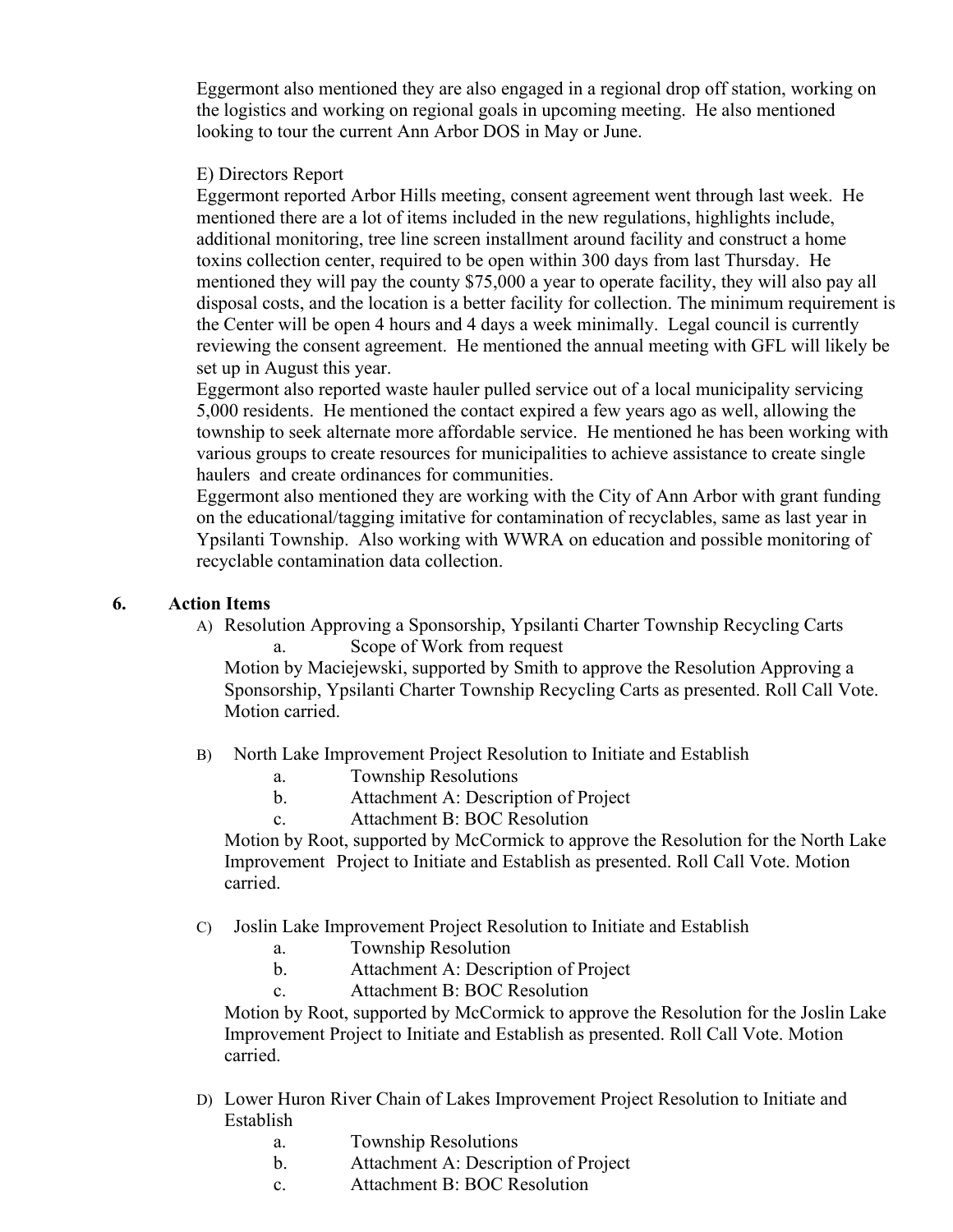Eggermont also mentioned they are also engaged in a regional drop off station, working on the logistics and working on regional goals in upcoming meeting. He also mentioned looking to tour the current Ann Arbor DOS in May or June.

E) Directors Report

Eggermont reported Arbor Hills meeting, consent agreement went through last week. He mentioned there are a lot of items included in the new regulations, highlights include, additional monitoring, tree line screen installment around facility and construct a home toxins collection center, required to be open within 300 days from last Thursday. He mentioned they will pay the county $75,000 a year to operate facility, they will also pay all disposal costs, and the location is a better facility for collection. The minimum requirement is the Center will be open 4 hours and 4 days a week minimally. Legal council is currently reviewing the consent agreement. He mentioned the annual meeting with GFL will likely be set up in August this year.

Eggermont also reported waste hauler pulled service out of a local municipality servicing 5,000 residents. He mentioned the contact expired a few years ago as well, allowing the township to seek alternate more affordable service. He mentioned he has been working with various groups to create resources for municipalities to achieve assistance to create single haulers and create ordinances for communities.

Eggermont also mentioned they are working with the City of Ann Arbor with grant funding on the educational/tagging imitative for contamination of recyclables, same as last year in Ypsilanti Township. Also working with WWRA on education and possible monitoring of recyclable contamination data collection.

## 6. Action Items

A) Resolution Approving a Sponsorship, Ypsilanti Charter Township Recycling Carts
   a. Scope of Work from request

Motion by Maciejewski, supported by Smith to approve the Resolution Approving a Sponsorship, Ypsilanti Charter Township Recycling Carts as presented. Roll Call Vote. Motion carried.

B) North Lake Improvement Project Resolution to Initiate and Establish
   a. Township Resolutions
   b. Attachment A: Description of Project
   c. Attachment B: BOC Resolution

Motion by Root, supported by McCormick to approve the Resolution for the North Lake Improvement Project to Initiate and Establish as presented. Roll Call Vote. Motion carried.

C) Joslin Lake Improvement Project Resolution to Initiate and Establish
   a. Township Resolution
   b. Attachment A: Description of Project
   c. Attachment B: BOC Resolution

Motion by Root, supported by McCormick to approve the Resolution for the Joslin Lake Improvement Project to Initiate and Establish as presented. Roll Call Vote. Motion carried.

D) Lower Huron River Chain of Lakes Improvement Project Resolution to Initiate and Establish
   a. Township Resolutions
   b. Attachment A: Description of Project
   c. Attachment B: BOC Resolution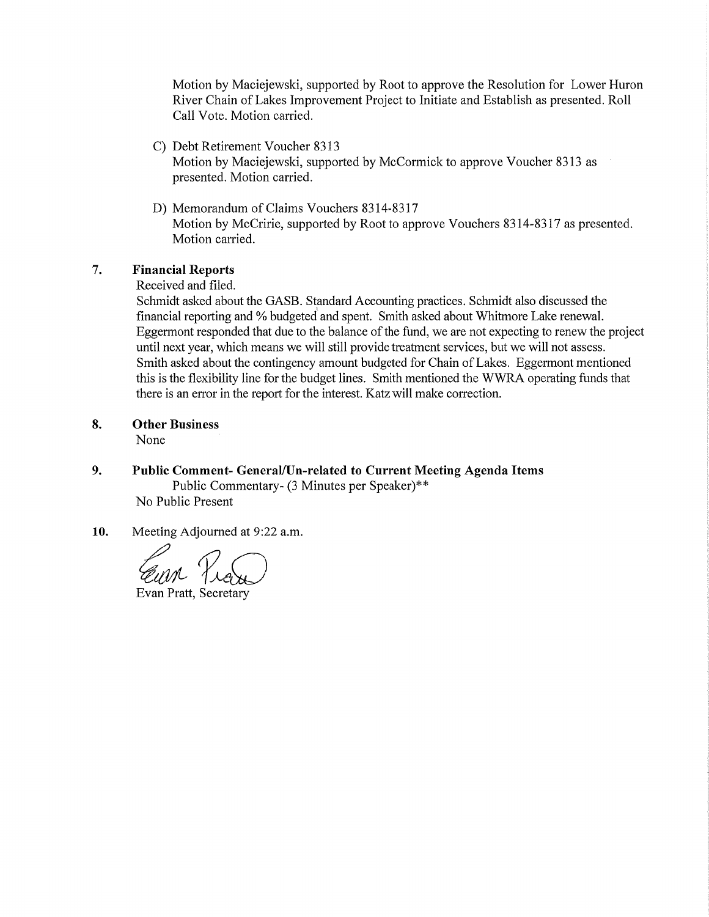Motion by Maciejewski, supported by Root to approve the Resolution for Lower Huron River Chain of Lakes Improvement Project to Initiate and Establish as presented. Roll Call Vote. Motion carried.

C) Debt Retirement Voucher 8313
Motion by Maciejewski, supported by McCormick to approve Voucher 8313 as presented. Motion carried.

D) Memorandum of Claims Vouchers 8314-8317
Motion by McCririe, supported by Root to approve Vouchers 8314-8317 as presented. Motion carried.

**7. Financial Reports**

Received and filed.
Schmidt asked about the GASB. Standard Accounting practices. Schmidt also discussed the financial reporting and % budgeted and spent. Smith asked about Whitmore Lake renewal. Eggermont responded that due to the balance of the fund, we are not expecting to renew the project until next year, which means we will still provide treatment services, but we will not assess. Smith asked about the contingency amount budgeted for Chain of Lakes. Eggermont mentioned this is the flexibility line for the budget lines. Smith mentioned the WWRA operating funds that there is an error in the report for the interest. Katz will make correction.

**8. Other Business**

None

**9. Public Comment- General/Un-related to Current Meeting Agenda Items**

Public Commentary- (3 Minutes per Speaker)**
No Public Present

**10.** Meeting Adjourned at 9:22 a.m.

Evan Pratt, Secretary